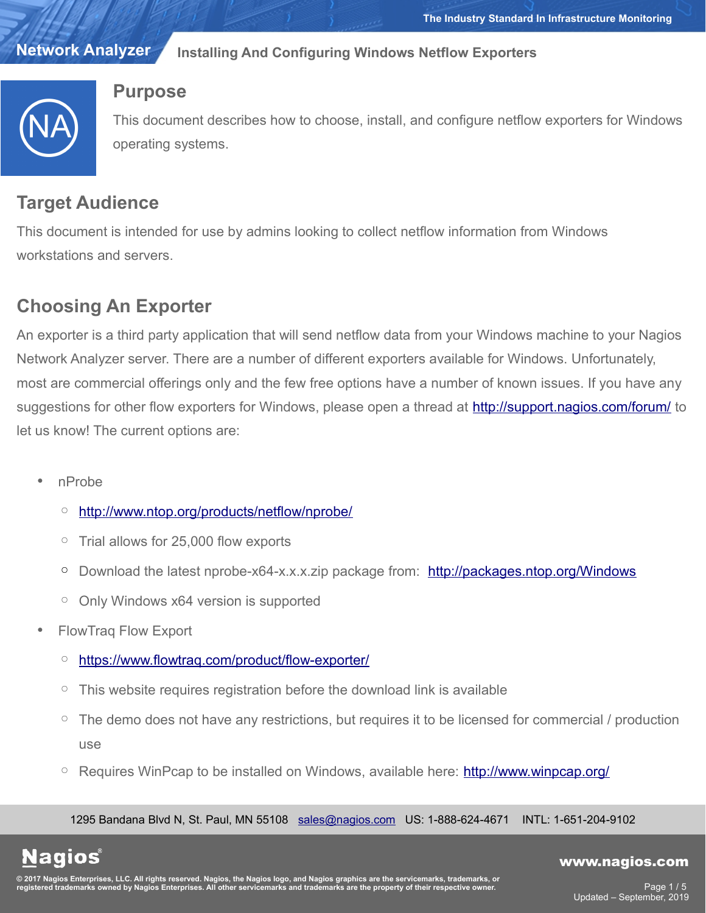# Installing And Configuring Windows Netflow Exporters

## Purpose

This document describes how to choose, install, and configure netflow exporters for Windows operating systems.

## Target Audience

This document is intended for use by admins looking to collect netflow information from Windows workstations and servers.

## Choosing An Exporter

An exporter is a third party application that will send netflow data from your Windows machine to your Nagios Network Analyzer server. There are a number of different exporters available for Windows. Unfortunately, most are commercial offerings only and the few free options have a number of known issues. If you have any suggestions for other flow exporters for Windows, please open a thread at http://support.nagios.com/forum/ to let us know! The current options are:

- nProbe
  - http://www.ntop.org/products/netflow/nprobe/
  - Trial allows for 25,000 flow exports
  - Download the latest nprobe-x64-x.x.x.zip package from: http://packages.ntop.org/Windows
  - Only Windows x64 version is supported
- FlowTraq Flow Export
  - https://www.flowtraq.com/product/flow-exporter/
  - This website requires registration before the download link is available
  - The demo does not have any restrictions, but requires it to be licensed for commercial / production use
  - Requires WinPcap to be installed on Windows, available here: http://www.winpcap.org/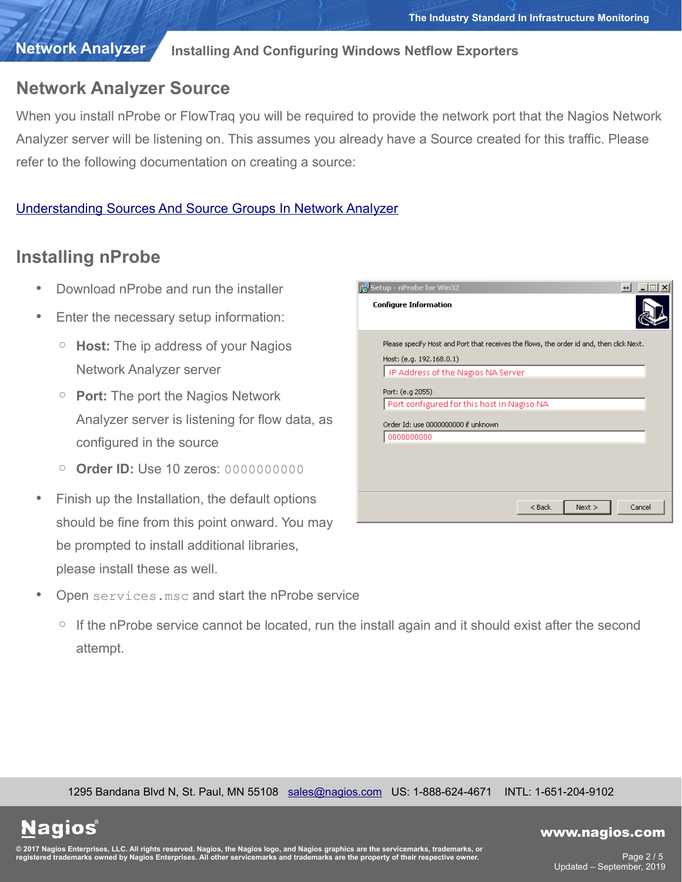## Network Analyzer Source

When you install nProbe or FlowTraq you will be required to provide the network port that the Nagios Network Analyzer server will be listening on. This assumes you already have a Source created for this traffic. Please refer to the following documentation on creating a source:

Understanding Sources And Source Groups In Network Analyzer

## Installing nProbe

- Download nProbe and run the installer
- Enter the necessary setup information:
  - **Host:** The ip address of your Nagios Network Analyzer server
  - **Port:** The port the Nagios Network Analyzer server is listening for flow data, as configured in the source
  - **Order ID:** Use 10 zeros: `0000000000`
- Finish up the Installation, the default options should be fine from this point onward. You may be prompted to install additional libraries, please install these as well.
- Open `services.msc` and start the nProbe service
  - If the nProbe service cannot be located, run the install again and it should exist after the second attempt.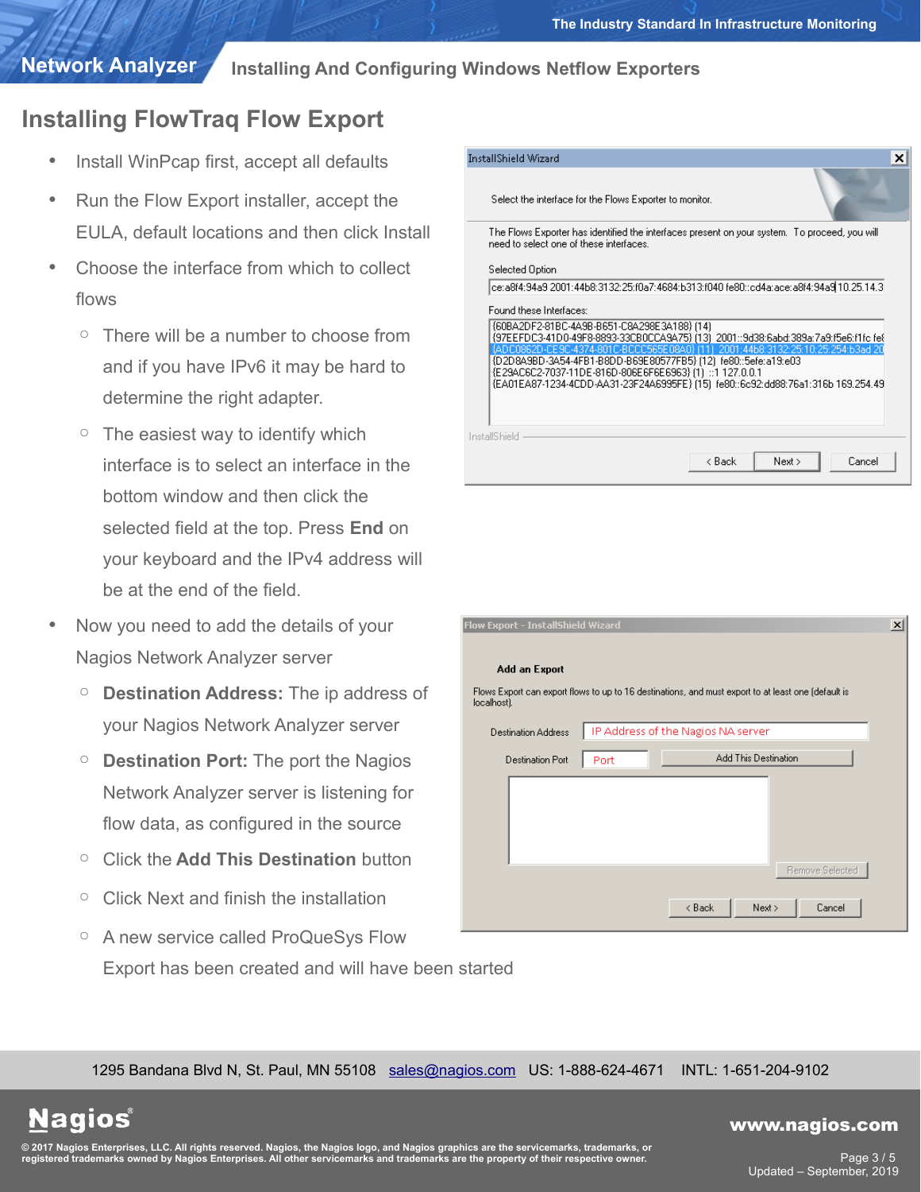# Installing FlowTraq Flow Export

- Install WinPcap first, accept all defaults
- Run the Flow Export installer, accept the EULA, default locations and then click Install
- Choose the interface from which to collect flows
  - There will be a number to choose from and if you have IPv6 it may be hard to determine the right adapter.
  - The easiest way to identify which interface is to select an interface in the bottom window and then click the selected field at the top. Press **End** on your keyboard and the IPv4 address will be at the end of the field.
- Now you need to add the details of your Nagios Network Analyzer server
  - **Destination Address:** The ip address of your Nagios Network Analyzer server
  - **Destination Port:** The port the Nagios Network Analyzer server is listening for flow data, as configured in the source
  - Click the **Add This Destination** button
  - Click Next and finish the installation
  - A new service called ProQueSys Flow Export has been created and will have been started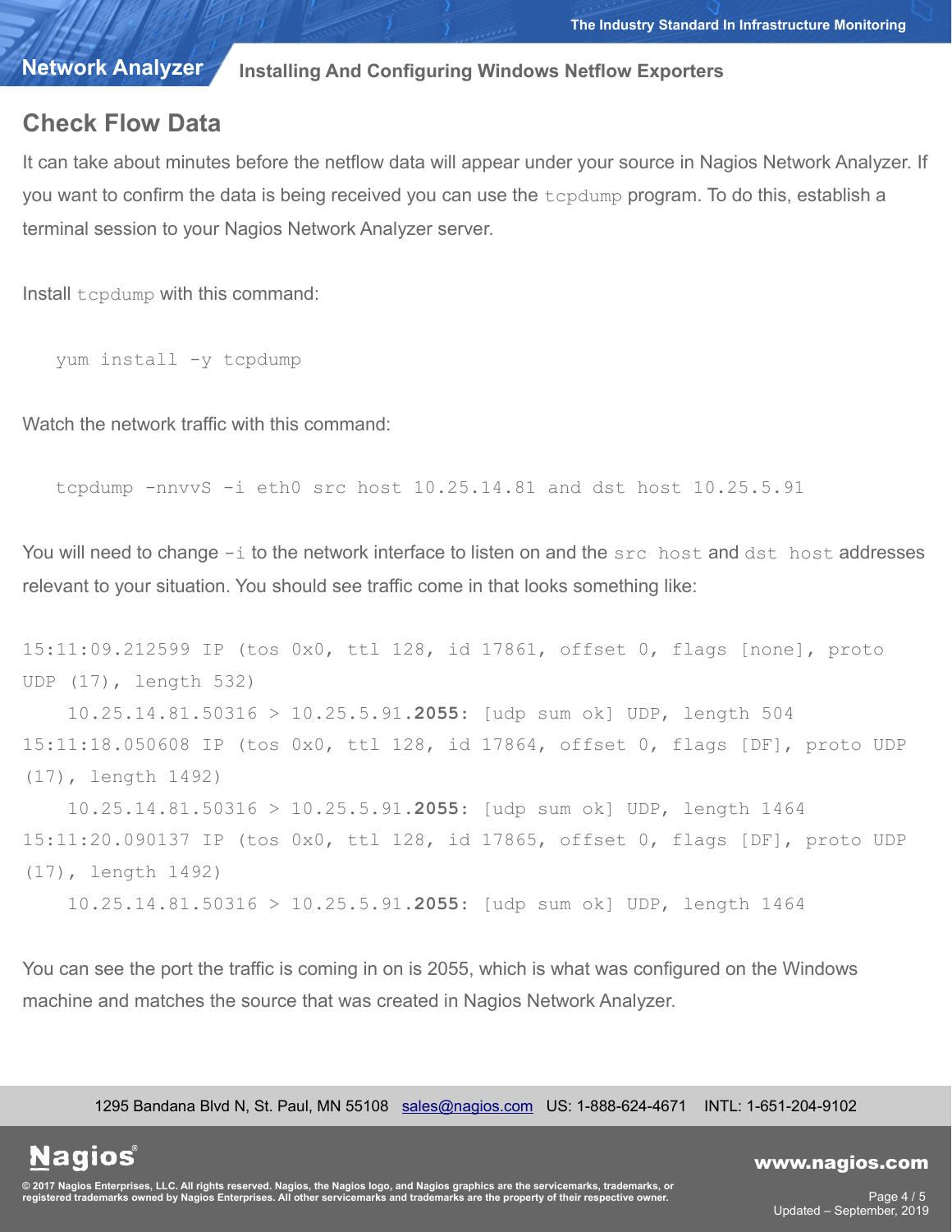## Check Flow Data

It can take about minutes before the netflow data will appear under your source in Nagios Network Analyzer. If you want to confirm the data is being received you can use the `tcpdump` program. To do this, establish a terminal session to your Nagios Network Analyzer server.

Install `tcpdump` with this command:

```
yum install -y tcpdump
```

Watch the network traffic with this command:

```
tcpdump -nnvvS -i eth0 src host 10.25.14.81 and dst host 10.25.5.91
```

You will need to change `-i` to the network interface to listen on and the `src host` and `dst host` addresses relevant to your situation. You should see traffic come in that looks something like:

```
15:11:09.212599 IP (tos 0x0, ttl 128, id 17861, offset 0, flags [none], proto UDP (17), length 532)
    10.25.14.81.50316 > 10.25.5.91.2055: [udp sum ok] UDP, length 504
15:11:18.050608 IP (tos 0x0, ttl 128, id 17864, offset 0, flags [DF], proto UDP (17), length 1492)
    10.25.14.81.50316 > 10.25.5.91.2055: [udp sum ok] UDP, length 1464
15:11:20.090137 IP (tos 0x0, ttl 128, id 17865, offset 0, flags [DF], proto UDP (17), length 1492)
    10.25.14.81.50316 > 10.25.5.91.2055: [udp sum ok] UDP, length 1464
```

You can see the port the traffic is coming in on is 2055, which is what was configured on the Windows machine and matches the source that was created in Nagios Network Analyzer.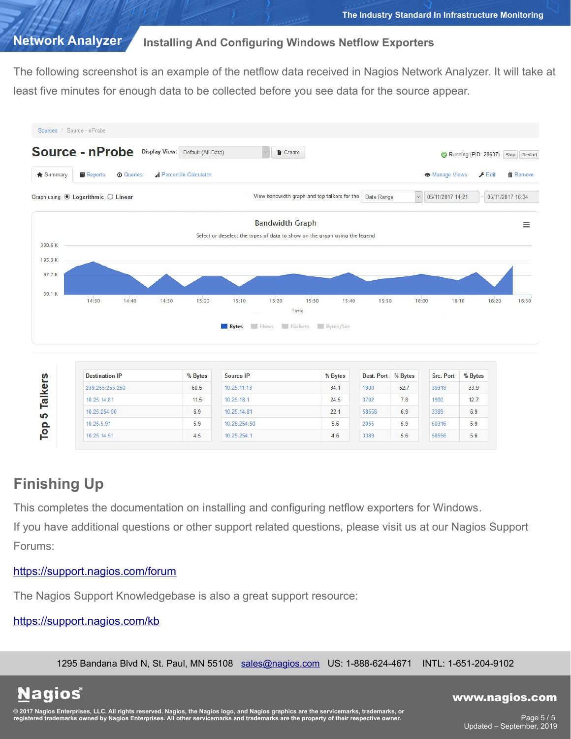The following screenshot is an example of the netflow data received in Nagios Network Analyzer. It will take at least five minutes for enough data to be collected before you see data for the source appear.

Sources / Source - nProbe

Source - nProbe

Display View: Default (All Data) Create

Running (PID: 28637) Stop Restart

Summary Reports Queries Percentile Calculator Manage Views Edit Remove

Graph using Logarithmic Linear

View bandwidth graph and top talkers for the Date Range 05/11/2017 14:21 - 05/11/2017 16:34

Bandwidth Graph

Select or deselect the types of data to show on the graph using the legend

390.6 K
195.3 K
97.7 K
39.1 K

14:30 14:40 14:50 15:00 15:10 15:20 15:30 15:40 15:50 16:00 16:10 16:20 16:30

Time

Bytes Flows Packets Bytes/Sec

Top 5 Talkers

| Destination IP | % Bytes |
|---|---|
| 239.255.255.250 | 60.5 |
| 10.25.14.81 | 11.5 |
| 10.25.254.50 | 6.9 |
| 10.25.5.91 | 5.9 |
| 10.25.14.51 | 4.5 |

| Source IP | % Bytes |
|---|---|
| 10.25.11.13 | 34.1 |
| 10.25.18.1 | 24.5 |
| 10.25.14.81 | 22.1 |
| 10.25.254.50 | 5.6 |
| 10.25.254.1 | 4.6 |

| Dest. Port | % Bytes |
|---|---|
| 1900 | 52.7 |
| 3702 | 7.8 |
| 58556 | 6.9 |
| 2065 | 5.9 |
| 3389 | 5.6 |

| Src. Port | % Bytes |
|---|---|
| 39318 | 33.9 |
| 1900 | 12.7 |
| 3389 | 6.9 |
| 60316 | 5.9 |
| 58556 | 5.6 |

## Finishing Up

This completes the documentation on installing and configuring netflow exporters for Windows.

If you have additional questions or other support related questions, please visit us at our Nagios Support Forums:

https://support.nagios.com/forum

The Nagios Support Knowledgebase is also a great support resource:

https://support.nagios.com/kb